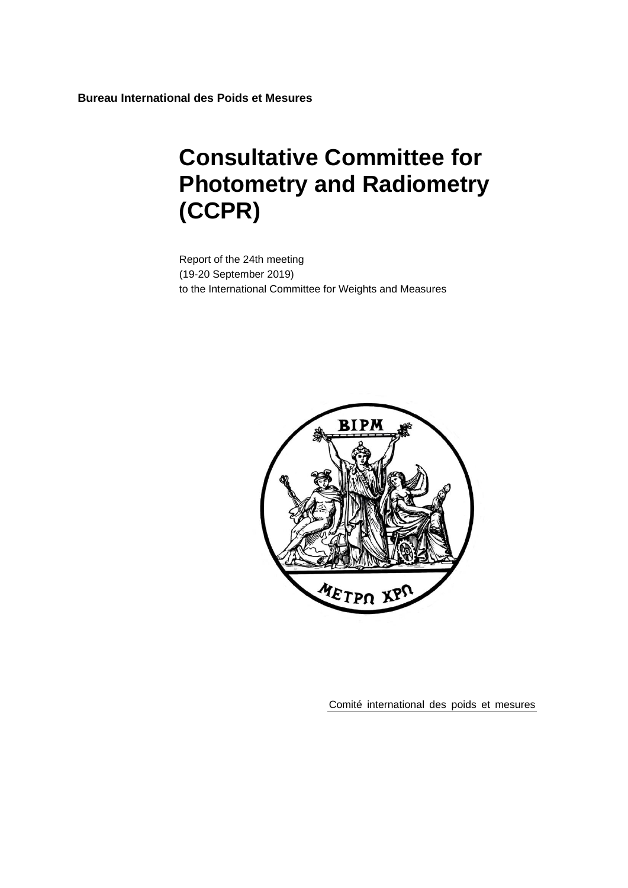**Bureau International des Poids et Mesures**

# Consultative Committee for Photometry and Radiometry (CCPR)

Report of the 24th meeting
(19-20 September 2019)
to the International Committee for Weights and Measures

Comité international des poids et mesures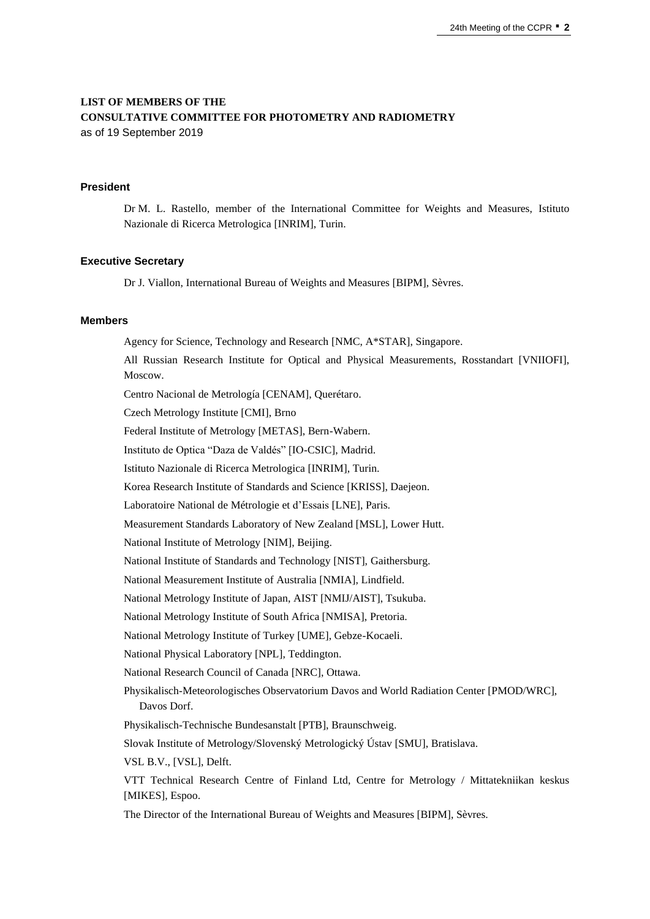# LIST OF MEMBERS OF THE CONSULTATIVE COMMITTEE FOR PHOTOMETRY AND RADIOMETRY

as of 19 September 2019

### President

Dr M. L. Rastello, member of the International Committee for Weights and Measures, Istituto Nazionale di Ricerca Metrologica [INRIM], Turin.

### Executive Secretary

Dr J. Viallon, International Bureau of Weights and Measures [BIPM], Sèvres.

### Members

Agency for Science, Technology and Research [NMC, A*STAR], Singapore.

All Russian Research Institute for Optical and Physical Measurements, Rosstandart [VNIIOFI], Moscow.

Centro Nacional de Metrología [CENAM], Querétaro.

Czech Metrology Institute [CMI], Brno

Federal Institute of Metrology [METAS], Bern-Wabern.

Instituto de Optica "Daza de Valdés" [IO-CSIC], Madrid.

Istituto Nazionale di Ricerca Metrologica [INRIM], Turin.

Korea Research Institute of Standards and Science [KRISS], Daejeon.

Laboratoire National de Métrologie et d'Essais [LNE], Paris.

Measurement Standards Laboratory of New Zealand [MSL], Lower Hutt.

National Institute of Metrology [NIM], Beijing.

National Institute of Standards and Technology [NIST], Gaithersburg.

National Measurement Institute of Australia [NMIA], Lindfield.

National Metrology Institute of Japan, AIST [NMIJ/AIST], Tsukuba.

National Metrology Institute of South Africa [NMISA], Pretoria.

National Metrology Institute of Turkey [UME], Gebze-Kocaeli.

National Physical Laboratory [NPL], Teddington.

National Research Council of Canada [NRC], Ottawa.

Physikalisch-Meteorologisches Observatorium Davos and World Radiation Center [PMOD/WRC], Davos Dorf.

Physikalisch-Technische Bundesanstalt [PTB], Braunschweig.

Slovak Institute of Metrology/Slovenský Metrologický Ústav [SMU], Bratislava.

VSL B.V., [VSL], Delft.

VTT Technical Research Centre of Finland Ltd, Centre for Metrology / Mittatekniikan keskus [MIKES], Espoo.

The Director of the International Bureau of Weights and Measures [BIPM], Sèvres.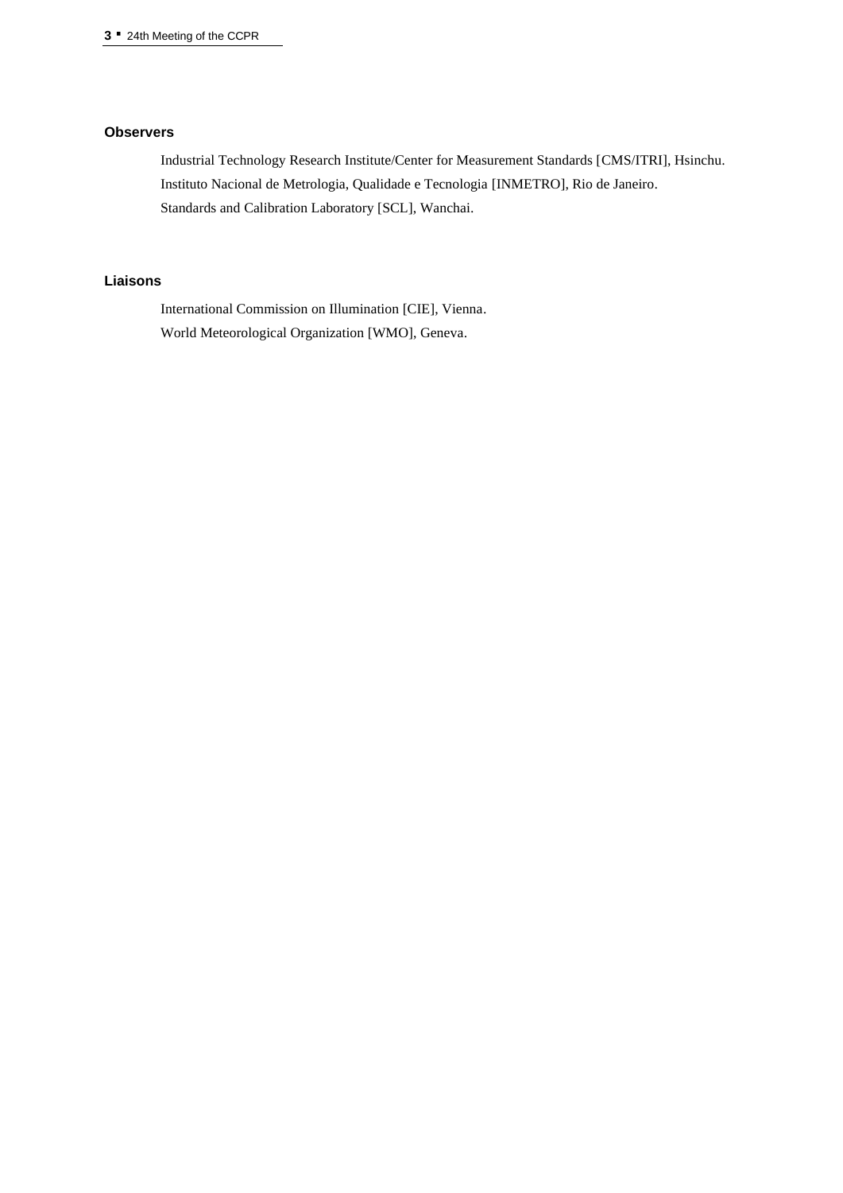### Observers

Industrial Technology Research Institute/Center for Measurement Standards [CMS/ITRI], Hsinchu.
Instituto Nacional de Metrologia, Qualidade e Tecnologia [INMETRO], Rio de Janeiro.
Standards and Calibration Laboratory [SCL], Wanchai.

### Liaisons

International Commission on Illumination [CIE], Vienna.
World Meteorological Organization [WMO], Geneva.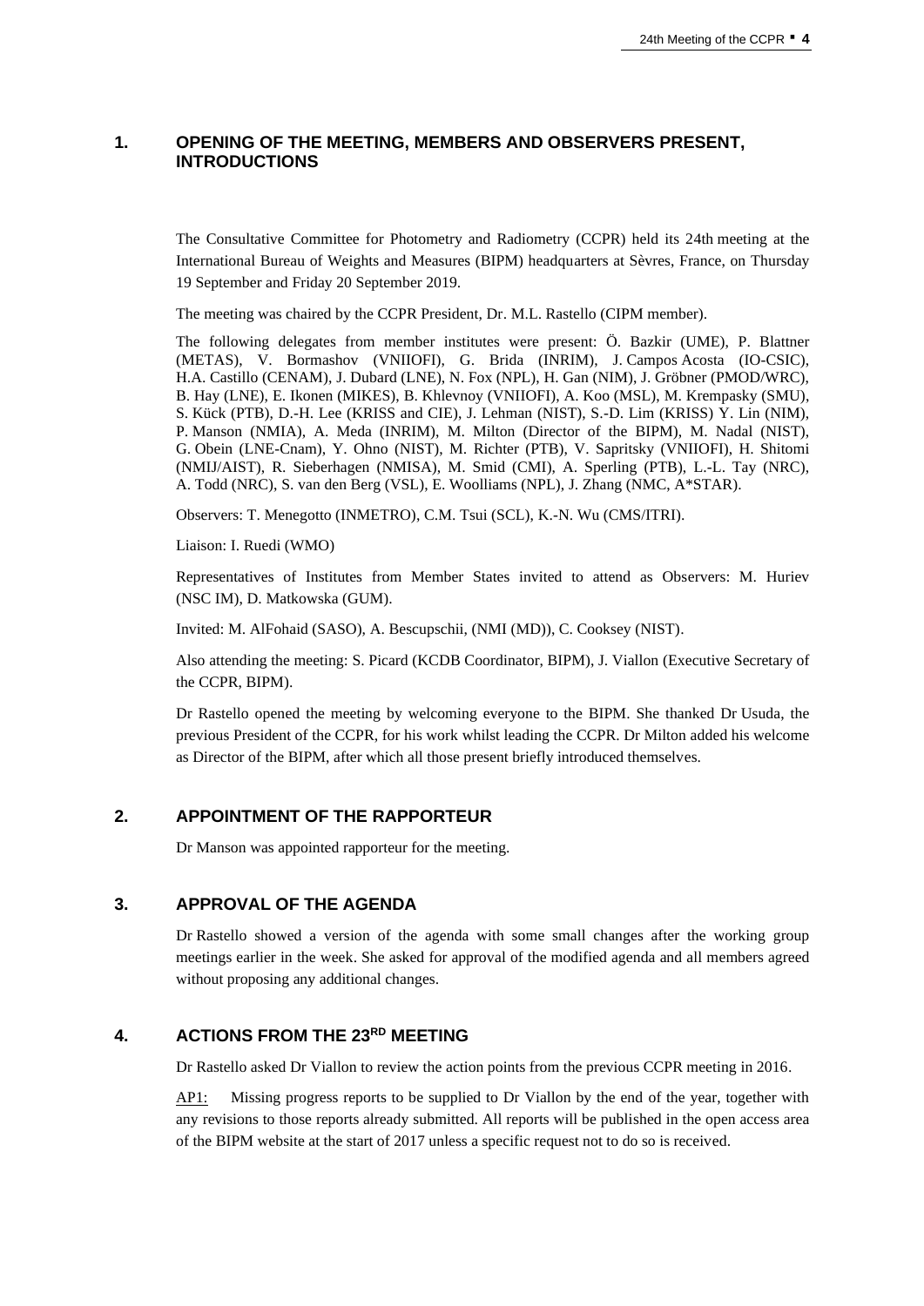## 1. OPENING OF THE MEETING, MEMBERS AND OBSERVERS PRESENT, INTRODUCTIONS

The Consultative Committee for Photometry and Radiometry (CCPR) held its 24th meeting at the International Bureau of Weights and Measures (BIPM) headquarters at Sèvres, France, on Thursday 19 September and Friday 20 September 2019.

The meeting was chaired by the CCPR President, Dr. M.L. Rastello (CIPM member).

The following delegates from member institutes were present: Ö. Bazkir (UME), P. Blattner (METAS), V. Bormashov (VNIIOFI), G. Brida (INRIM), J. Campos Acosta (IO-CSIC), H.A. Castillo (CENAM), J. Dubard (LNE), N. Fox (NPL), H. Gan (NIM), J. Gröbner (PMOD/WRC), B. Hay (LNE), E. Ikonen (MIKES), B. Khlevnoy (VNIIOFI), A. Koo (MSL), M. Krempasky (SMU), S. Kück (PTB), D.-H. Lee (KRISS and CIE), J. Lehman (NIST), S.-D. Lim (KRISS) Y. Lin (NIM), P. Manson (NMIA), A. Meda (INRIM), M. Milton (Director of the BIPM), M. Nadal (NIST), G. Obein (LNE-Cnam), Y. Ohno (NIST), M. Richter (PTB), V. Sapritsky (VNIIOFI), H. Shitomi (NMIJ/AIST), R. Sieberhagen (NMISA), M. Smid (CMI), A. Sperling (PTB), L.-L. Tay (NRC), A. Todd (NRC), S. van den Berg (VSL), E. Woolliams (NPL), J. Zhang (NMC, A*STAR).

Observers: T. Menegotto (INMETRO), C.M. Tsui (SCL), K.-N. Wu (CMS/ITRI).

Liaison: I. Ruedi (WMO)

Representatives of Institutes from Member States invited to attend as Observers: M. Huriev (NSC IM), D. Matkowska (GUM).

Invited: M. AlFohaid (SASO), A. Bescupschii, (NMI (MD)), C. Cooksey (NIST).

Also attending the meeting: S. Picard (KCDB Coordinator, BIPM), J. Viallon (Executive Secretary of the CCPR, BIPM).

Dr Rastello opened the meeting by welcoming everyone to the BIPM. She thanked Dr Usuda, the previous President of the CCPR, for his work whilst leading the CCPR. Dr Milton added his welcome as Director of the BIPM, after which all those present briefly introduced themselves.

## 2. APPOINTMENT OF THE RAPPORTEUR

Dr Manson was appointed rapporteur for the meeting.

## 3. APPROVAL OF THE AGENDA

Dr Rastello showed a version of the agenda with some small changes after the working group meetings earlier in the week. She asked for approval of the modified agenda and all members agreed without proposing any additional changes.

## 4. ACTIONS FROM THE 23RD MEETING

Dr Rastello asked Dr Viallon to review the action points from the previous CCPR meeting in 2016.

AP1: Missing progress reports to be supplied to Dr Viallon by the end of the year, together with any revisions to those reports already submitted. All reports will be published in the open access area of the BIPM website at the start of 2017 unless a specific request not to do so is received.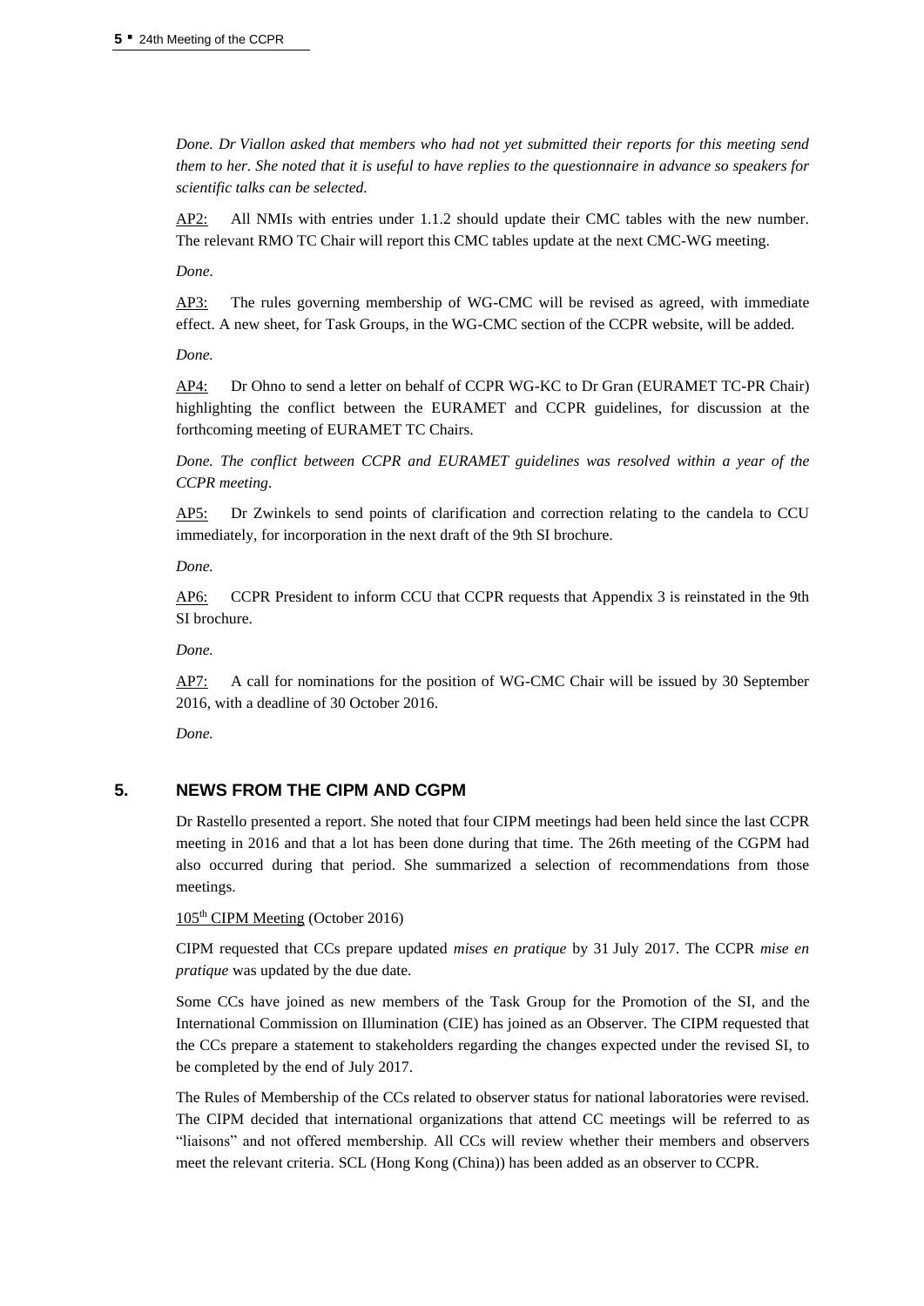*Done. Dr Viallon asked that members who had not yet submitted their reports for this meeting send them to her. She noted that it is useful to have replies to the questionnaire in advance so speakers for scientific talks can be selected.*

AP2: All NMIs with entries under 1.1.2 should update their CMC tables with the new number. The relevant RMO TC Chair will report this CMC tables update at the next CMC-WG meeting.

*Done.*

AP3: The rules governing membership of WG-CMC will be revised as agreed, with immediate effect. A new sheet, for Task Groups, in the WG-CMC section of the CCPR website, will be added.

*Done.*

AP4: Dr Ohno to send a letter on behalf of CCPR WG-KC to Dr Gran (EURAMET TC-PR Chair) highlighting the conflict between the EURAMET and CCPR guidelines, for discussion at the forthcoming meeting of EURAMET TC Chairs.

*Done. The conflict between CCPR and EURAMET guidelines was resolved within a year of the CCPR meeting.*

AP5: Dr Zwinkels to send points of clarification and correction relating to the candela to CCU immediately, for incorporation in the next draft of the 9th SI brochure.

*Done.*

AP6: CCPR President to inform CCU that CCPR requests that Appendix 3 is reinstated in the 9th SI brochure.

*Done.*

AP7: A call for nominations for the position of WG-CMC Chair will be issued by 30 September 2016, with a deadline of 30 October 2016.

*Done.*

## 5. NEWS FROM THE CIPM AND CGPM

Dr Rastello presented a report. She noted that four CIPM meetings had been held since the last CCPR meeting in 2016 and that a lot has been done during that time. The 26th meeting of the CGPM had also occurred during that period. She summarized a selection of recommendations from those meetings.

105th CIPM Meeting (October 2016)

CIPM requested that CCs prepare updated *mises en pratique* by 31 July 2017. The CCPR *mise en pratique* was updated by the due date.

Some CCs have joined as new members of the Task Group for the Promotion of the SI, and the International Commission on Illumination (CIE) has joined as an Observer. The CIPM requested that the CCs prepare a statement to stakeholders regarding the changes expected under the revised SI, to be completed by the end of July 2017.

The Rules of Membership of the CCs related to observer status for national laboratories were revised. The CIPM decided that international organizations that attend CC meetings will be referred to as "liaisons" and not offered membership. All CCs will review whether their members and observers meet the relevant criteria. SCL (Hong Kong (China)) has been added as an observer to CCPR.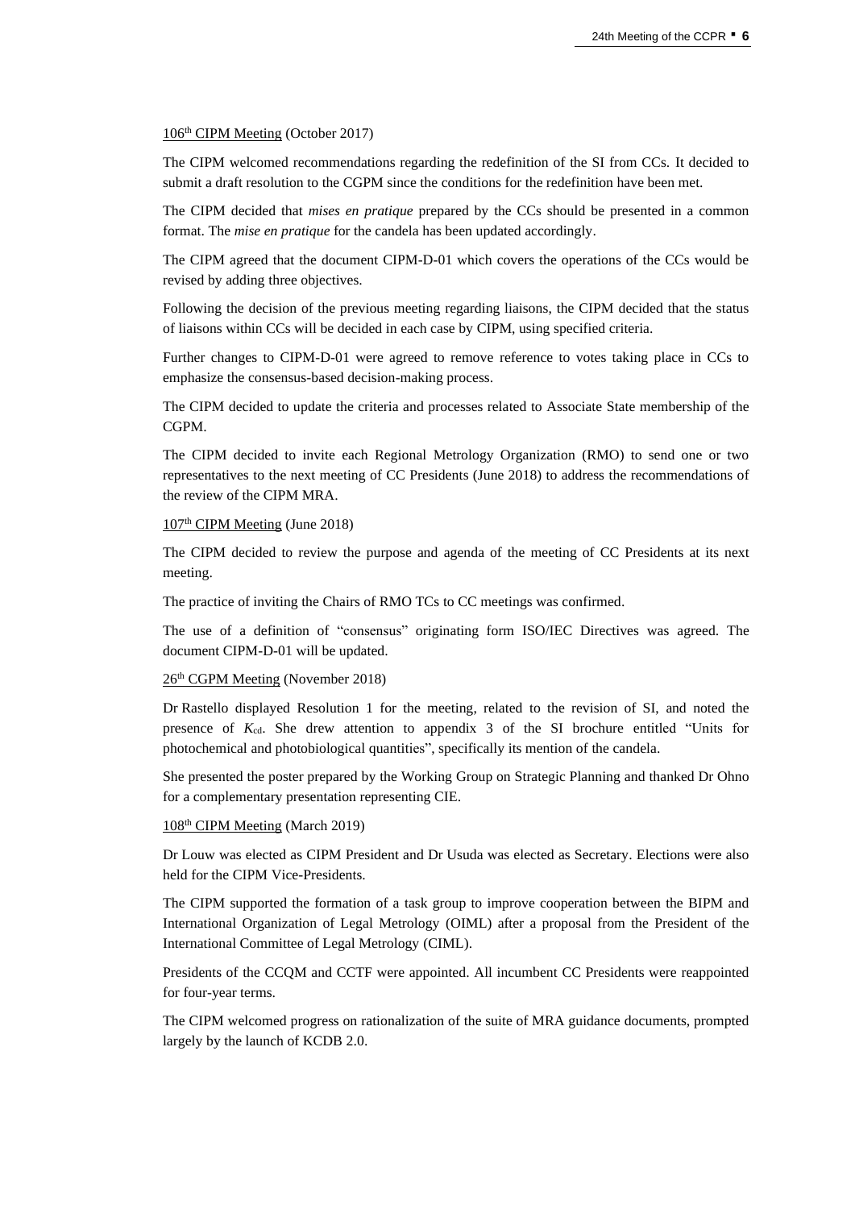106th CIPM Meeting (October 2017)

The CIPM welcomed recommendations regarding the redefinition of the SI from CCs. It decided to submit a draft resolution to the CGPM since the conditions for the redefinition have been met.

The CIPM decided that *mises en pratique* prepared by the CCs should be presented in a common format. The *mise en pratique* for the candela has been updated accordingly.

The CIPM agreed that the document CIPM-D-01 which covers the operations of the CCs would be revised by adding three objectives.

Following the decision of the previous meeting regarding liaisons, the CIPM decided that the status of liaisons within CCs will be decided in each case by CIPM, using specified criteria.

Further changes to CIPM-D-01 were agreed to remove reference to votes taking place in CCs to emphasize the consensus-based decision-making process.

The CIPM decided to update the criteria and processes related to Associate State membership of the CGPM.

The CIPM decided to invite each Regional Metrology Organization (RMO) to send one or two representatives to the next meeting of CC Presidents (June 2018) to address the recommendations of the review of the CIPM MRA.

107th CIPM Meeting (June 2018)

The CIPM decided to review the purpose and agenda of the meeting of CC Presidents at its next meeting.

The practice of inviting the Chairs of RMO TCs to CC meetings was confirmed.

The use of a definition of "consensus" originating form ISO/IEC Directives was agreed. The document CIPM-D-01 will be updated.

26th CGPM Meeting (November 2018)

Dr Rastello displayed Resolution 1 for the meeting, related to the revision of SI, and noted the presence of $K_{cd}$. She drew attention to appendix 3 of the SI brochure entitled "Units for photochemical and photobiological quantities", specifically its mention of the candela.

She presented the poster prepared by the Working Group on Strategic Planning and thanked Dr Ohno for a complementary presentation representing CIE.

108th CIPM Meeting (March 2019)

Dr Louw was elected as CIPM President and Dr Usuda was elected as Secretary. Elections were also held for the CIPM Vice-Presidents.

The CIPM supported the formation of a task group to improve cooperation between the BIPM and International Organization of Legal Metrology (OIML) after a proposal from the President of the International Committee of Legal Metrology (CIML).

Presidents of the CCQM and CCTF were appointed. All incumbent CC Presidents were reappointed for four-year terms.

The CIPM welcomed progress on rationalization of the suite of MRA guidance documents, prompted largely by the launch of KCDB 2.0.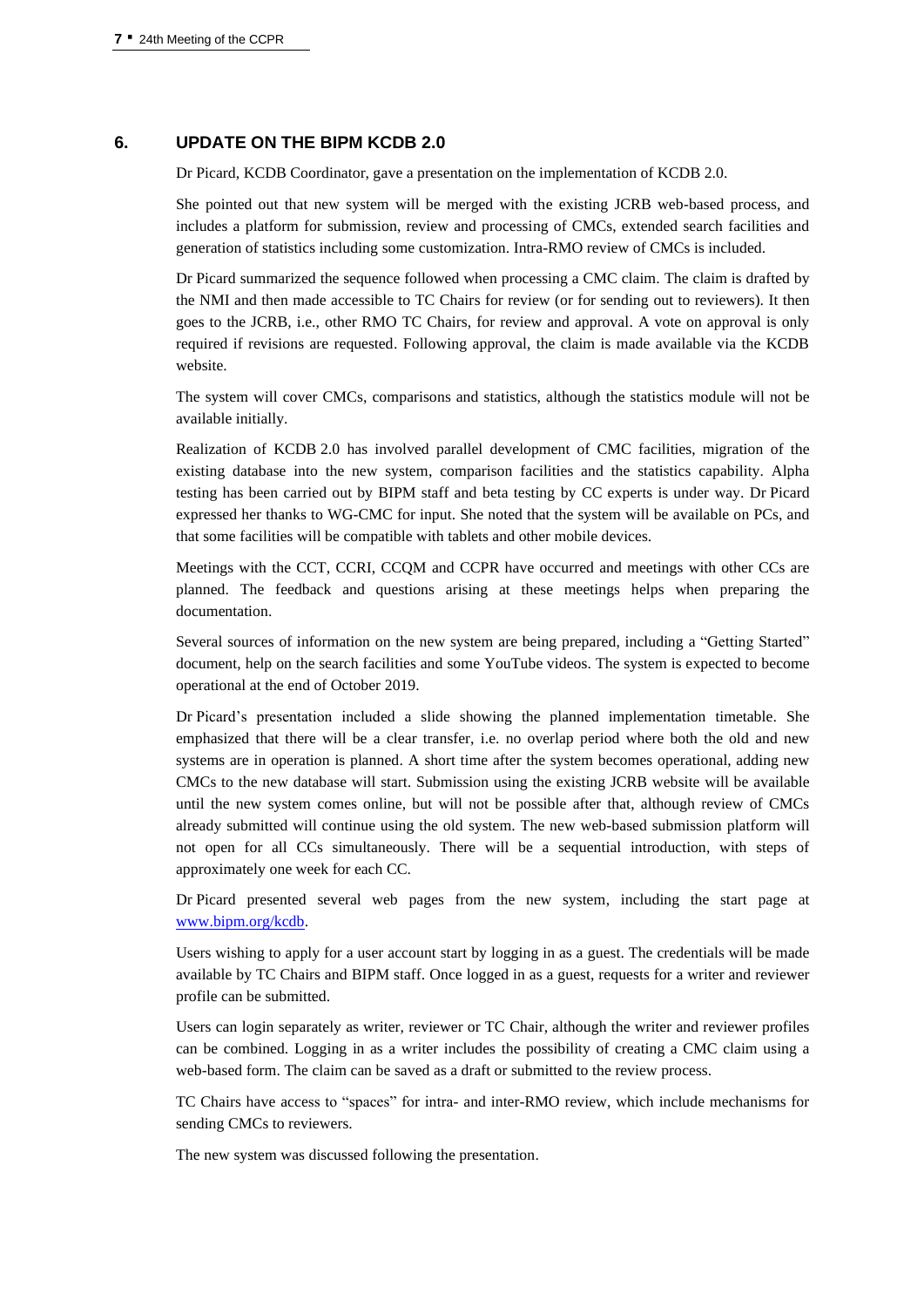## 6. UPDATE ON THE BIPM KCDB 2.0

Dr Picard, KCDB Coordinator, gave a presentation on the implementation of KCDB 2.0.

She pointed out that new system will be merged with the existing JCRB web-based process, and includes a platform for submission, review and processing of CMCs, extended search facilities and generation of statistics including some customization. Intra-RMO review of CMCs is included.

Dr Picard summarized the sequence followed when processing a CMC claim. The claim is drafted by the NMI and then made accessible to TC Chairs for review (or for sending out to reviewers). It then goes to the JCRB, i.e., other RMO TC Chairs, for review and approval. A vote on approval is only required if revisions are requested. Following approval, the claim is made available via the KCDB website.

The system will cover CMCs, comparisons and statistics, although the statistics module will not be available initially.

Realization of KCDB 2.0 has involved parallel development of CMC facilities, migration of the existing database into the new system, comparison facilities and the statistics capability. Alpha testing has been carried out by BIPM staff and beta testing by CC experts is under way. Dr Picard expressed her thanks to WG-CMC for input. She noted that the system will be available on PCs, and that some facilities will be compatible with tablets and other mobile devices.

Meetings with the CCT, CCRI, CCQM and CCPR have occurred and meetings with other CCs are planned. The feedback and questions arising at these meetings helps when preparing the documentation.

Several sources of information on the new system are being prepared, including a "Getting Started" document, help on the search facilities and some YouTube videos. The system is expected to become operational at the end of October 2019.

Dr Picard's presentation included a slide showing the planned implementation timetable. She emphasized that there will be a clear transfer, i.e. no overlap period where both the old and new systems are in operation is planned. A short time after the system becomes operational, adding new CMCs to the new database will start. Submission using the existing JCRB website will be available until the new system comes online, but will not be possible after that, although review of CMCs already submitted will continue using the old system. The new web-based submission platform will not open for all CCs simultaneously. There will be a sequential introduction, with steps of approximately one week for each CC.

Dr Picard presented several web pages from the new system, including the start page at www.bipm.org/kcdb.

Users wishing to apply for a user account start by logging in as a guest. The credentials will be made available by TC Chairs and BIPM staff. Once logged in as a guest, requests for a writer and reviewer profile can be submitted.

Users can login separately as writer, reviewer or TC Chair, although the writer and reviewer profiles can be combined. Logging in as a writer includes the possibility of creating a CMC claim using a web-based form. The claim can be saved as a draft or submitted to the review process.

TC Chairs have access to "spaces" for intra- and inter-RMO review, which include mechanisms for sending CMCs to reviewers.

The new system was discussed following the presentation.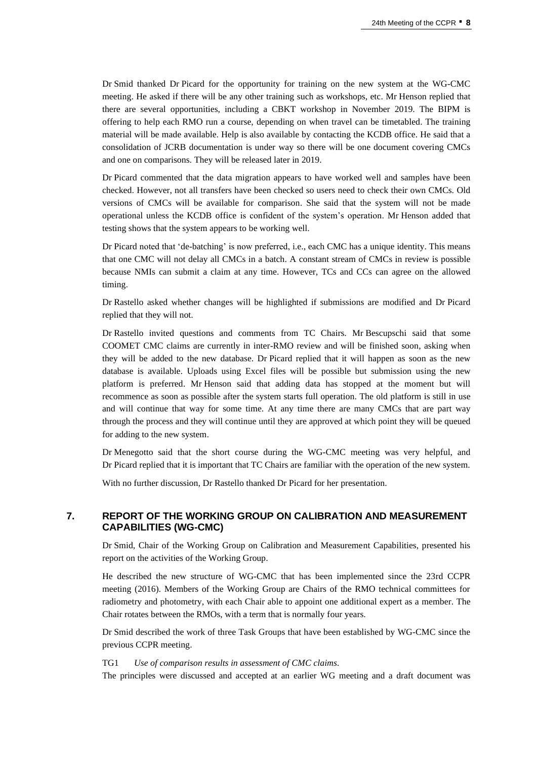Dr Smid thanked Dr Picard for the opportunity for training on the new system at the WG-CMC meeting. He asked if there will be any other training such as workshops, etc. Mr Henson replied that there are several opportunities, including a CBKT workshop in November 2019. The BIPM is offering to help each RMO run a course, depending on when travel can be timetabled. The training material will be made available. Help is also available by contacting the KCDB office. He said that a consolidation of JCRB documentation is under way so there will be one document covering CMCs and one on comparisons. They will be released later in 2019.

Dr Picard commented that the data migration appears to have worked well and samples have been checked. However, not all transfers have been checked so users need to check their own CMCs. Old versions of CMCs will be available for comparison. She said that the system will not be made operational unless the KCDB office is confident of the system's operation. Mr Henson added that testing shows that the system appears to be working well.

Dr Picard noted that 'de-batching' is now preferred, i.e., each CMC has a unique identity. This means that one CMC will not delay all CMCs in a batch. A constant stream of CMCs in review is possible because NMIs can submit a claim at any time. However, TCs and CCs can agree on the allowed timing.

Dr Rastello asked whether changes will be highlighted if submissions are modified and Dr Picard replied that they will not.

Dr Rastello invited questions and comments from TC Chairs. Mr Bescupschi said that some COOMET CMC claims are currently in inter-RMO review and will be finished soon, asking when they will be added to the new database. Dr Picard replied that it will happen as soon as the new database is available. Uploads using Excel files will be possible but submission using the new platform is preferred. Mr Henson said that adding data has stopped at the moment but will recommence as soon as possible after the system starts full operation. The old platform is still in use and will continue that way for some time. At any time there are many CMCs that are part way through the process and they will continue until they are approved at which point they will be queued for adding to the new system.

Dr Menegotto said that the short course during the WG-CMC meeting was very helpful, and Dr Picard replied that it is important that TC Chairs are familiar with the operation of the new system.

With no further discussion, Dr Rastello thanked Dr Picard for her presentation.

## 7. REPORT OF THE WORKING GROUP ON CALIBRATION AND MEASUREMENT CAPABILITIES (WG-CMC)

Dr Smid, Chair of the Working Group on Calibration and Measurement Capabilities, presented his report on the activities of the Working Group.

He described the new structure of WG-CMC that has been implemented since the 23rd CCPR meeting (2016). Members of the Working Group are Chairs of the RMO technical committees for radiometry and photometry, with each Chair able to appoint one additional expert as a member. The Chair rotates between the RMOs, with a term that is normally four years.

Dr Smid described the work of three Task Groups that have been established by WG-CMC since the previous CCPR meeting.

TG1 *Use of comparison results in assessment of CMC claims.*
The principles were discussed and accepted at an earlier WG meeting and a draft document was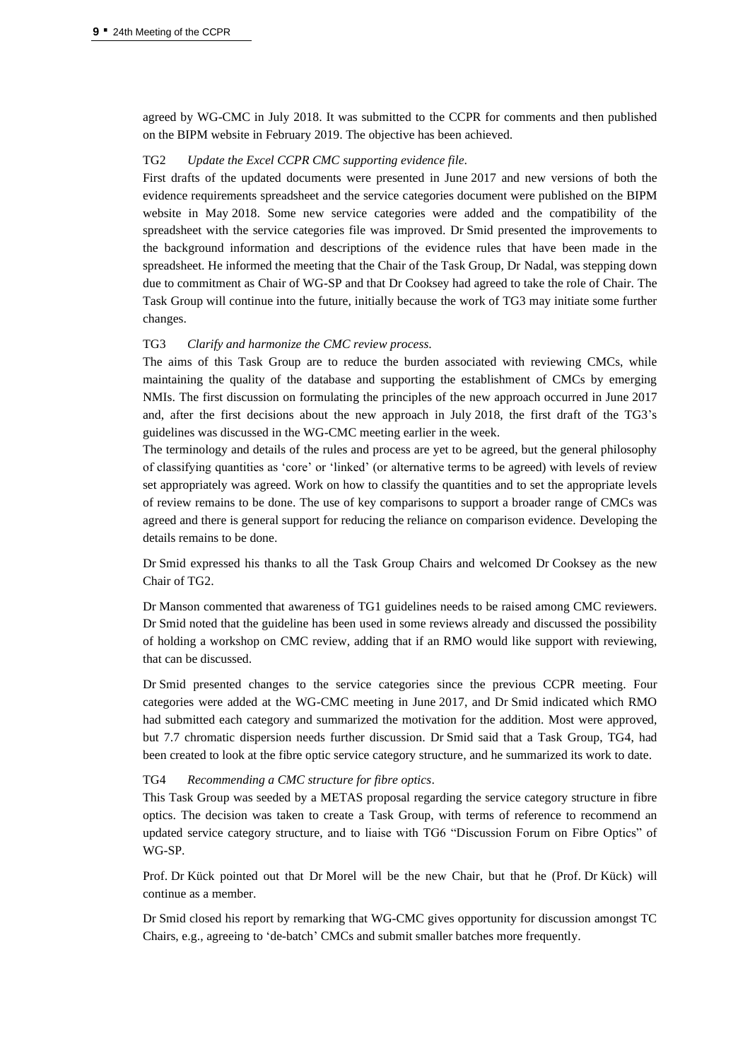agreed by WG-CMC in July 2018. It was submitted to the CCPR for comments and then published on the BIPM website in February 2019. The objective has been achieved.

TG2 *Update the Excel CCPR CMC supporting evidence file.*

First drafts of the updated documents were presented in June 2017 and new versions of both the evidence requirements spreadsheet and the service categories document were published on the BIPM website in May 2018. Some new service categories were added and the compatibility of the spreadsheet with the service categories file was improved. Dr Smid presented the improvements to the background information and descriptions of the evidence rules that have been made in the spreadsheet. He informed the meeting that the Chair of the Task Group, Dr Nadal, was stepping down due to commitment as Chair of WG-SP and that Dr Cooksey had agreed to take the role of Chair. The Task Group will continue into the future, initially because the work of TG3 may initiate some further changes.

TG3 *Clarify and harmonize the CMC review process.*

The aims of this Task Group are to reduce the burden associated with reviewing CMCs, while maintaining the quality of the database and supporting the establishment of CMCs by emerging NMIs. The first discussion on formulating the principles of the new approach occurred in June 2017 and, after the first decisions about the new approach in July 2018, the first draft of the TG3's guidelines was discussed in the WG-CMC meeting earlier in the week.

The terminology and details of the rules and process are yet to be agreed, but the general philosophy of classifying quantities as 'core' or 'linked' (or alternative terms to be agreed) with levels of review set appropriately was agreed. Work on how to classify the quantities and to set the appropriate levels of review remains to be done. The use of key comparisons to support a broader range of CMCs was agreed and there is general support for reducing the reliance on comparison evidence. Developing the details remains to be done.

Dr Smid expressed his thanks to all the Task Group Chairs and welcomed Dr Cooksey as the new Chair of TG2.

Dr Manson commented that awareness of TG1 guidelines needs to be raised among CMC reviewers. Dr Smid noted that the guideline has been used in some reviews already and discussed the possibility of holding a workshop on CMC review, adding that if an RMO would like support with reviewing, that can be discussed.

Dr Smid presented changes to the service categories since the previous CCPR meeting. Four categories were added at the WG-CMC meeting in June 2017, and Dr Smid indicated which RMO had submitted each category and summarized the motivation for the addition. Most were approved, but 7.7 chromatic dispersion needs further discussion. Dr Smid said that a Task Group, TG4, had been created to look at the fibre optic service category structure, and he summarized its work to date.

TG4 *Recommending a CMC structure for fibre optics.*

This Task Group was seeded by a METAS proposal regarding the service category structure in fibre optics. The decision was taken to create a Task Group, with terms of reference to recommend an updated service category structure, and to liaise with TG6 "Discussion Forum on Fibre Optics" of WG-SP.

Prof. Dr Kück pointed out that Dr Morel will be the new Chair, but that he (Prof. Dr Kück) will continue as a member.

Dr Smid closed his report by remarking that WG-CMC gives opportunity for discussion amongst TC Chairs, e.g., agreeing to 'de-batch' CMCs and submit smaller batches more frequently.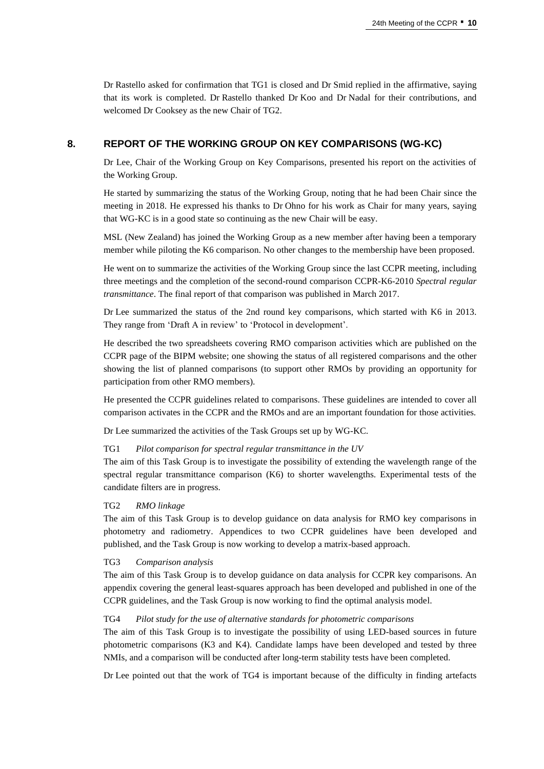Dr Rastello asked for confirmation that TG1 is closed and Dr Smid replied in the affirmative, saying that its work is completed. Dr Rastello thanked Dr Koo and Dr Nadal for their contributions, and welcomed Dr Cooksey as the new Chair of TG2.

## 8. REPORT OF THE WORKING GROUP ON KEY COMPARISONS (WG-KC)

Dr Lee, Chair of the Working Group on Key Comparisons, presented his report on the activities of the Working Group.

He started by summarizing the status of the Working Group, noting that he had been Chair since the meeting in 2018. He expressed his thanks to Dr Ohno for his work as Chair for many years, saying that WG-KC is in a good state so continuing as the new Chair will be easy.

MSL (New Zealand) has joined the Working Group as a new member after having been a temporary member while piloting the K6 comparison. No other changes to the membership have been proposed.

He went on to summarize the activities of the Working Group since the last CCPR meeting, including three meetings and the completion of the second-round comparison CCPR-K6-2010 *Spectral regular transmittance*. The final report of that comparison was published in March 2017.

Dr Lee summarized the status of the 2nd round key comparisons, which started with K6 in 2013. They range from 'Draft A in review' to 'Protocol in development'.

He described the two spreadsheets covering RMO comparison activities which are published on the CCPR page of the BIPM website; one showing the status of all registered comparisons and the other showing the list of planned comparisons (to support other RMOs by providing an opportunity for participation from other RMO members).

He presented the CCPR guidelines related to comparisons. These guidelines are intended to cover all comparison activates in the CCPR and the RMOs and are an important foundation for those activities.

Dr Lee summarized the activities of the Task Groups set up by WG-KC.

TG1 *Pilot comparison for spectral regular transmittance in the UV*
The aim of this Task Group is to investigate the possibility of extending the wavelength range of the spectral regular transmittance comparison (K6) to shorter wavelengths. Experimental tests of the candidate filters are in progress.

TG2 *RMO linkage*
The aim of this Task Group is to develop guidance on data analysis for RMO key comparisons in photometry and radiometry. Appendices to two CCPR guidelines have been developed and published, and the Task Group is now working to develop a matrix-based approach.

TG3 *Comparison analysis*
The aim of this Task Group is to develop guidance on data analysis for CCPR key comparisons. An appendix covering the general least-squares approach has been developed and published in one of the CCPR guidelines, and the Task Group is now working to find the optimal analysis model.

TG4 *Pilot study for the use of alternative standards for photometric comparisons*
The aim of this Task Group is to investigate the possibility of using LED-based sources in future photometric comparisons (K3 and K4). Candidate lamps have been developed and tested by three NMIs, and a comparison will be conducted after long-term stability tests have been completed.

Dr Lee pointed out that the work of TG4 is important because of the difficulty in finding artefacts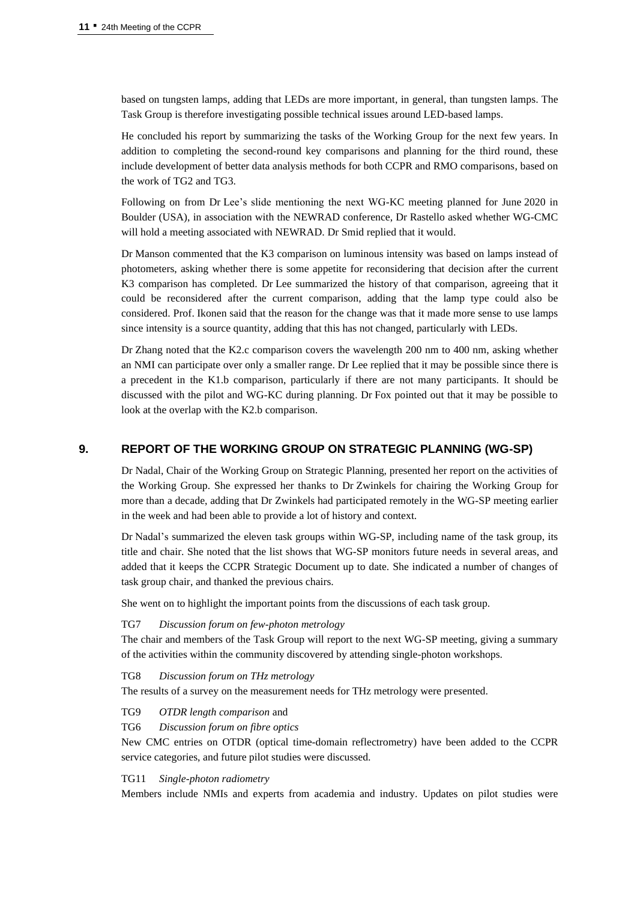based on tungsten lamps, adding that LEDs are more important, in general, than tungsten lamps. The Task Group is therefore investigating possible technical issues around LED-based lamps.

He concluded his report by summarizing the tasks of the Working Group for the next few years. In addition to completing the second-round key comparisons and planning for the third round, these include development of better data analysis methods for both CCPR and RMO comparisons, based on the work of TG2 and TG3.

Following on from Dr Lee's slide mentioning the next WG-KC meeting planned for June 2020 in Boulder (USA), in association with the NEWRAD conference, Dr Rastello asked whether WG-CMC will hold a meeting associated with NEWRAD. Dr Smid replied that it would.

Dr Manson commented that the K3 comparison on luminous intensity was based on lamps instead of photometers, asking whether there is some appetite for reconsidering that decision after the current K3 comparison has completed. Dr Lee summarized the history of that comparison, agreeing that it could be reconsidered after the current comparison, adding that the lamp type could also be considered. Prof. Ikonen said that the reason for the change was that it made more sense to use lamps since intensity is a source quantity, adding that this has not changed, particularly with LEDs.

Dr Zhang noted that the K2.c comparison covers the wavelength 200 nm to 400 nm, asking whether an NMI can participate over only a smaller range. Dr Lee replied that it may be possible since there is a precedent in the K1.b comparison, particularly if there are not many participants. It should be discussed with the pilot and WG-KC during planning. Dr Fox pointed out that it may be possible to look at the overlap with the K2.b comparison.

## 9. REPORT OF THE WORKING GROUP ON STRATEGIC PLANNING (WG-SP)

Dr Nadal, Chair of the Working Group on Strategic Planning, presented her report on the activities of the Working Group. She expressed her thanks to Dr Zwinkels for chairing the Working Group for more than a decade, adding that Dr Zwinkels had participated remotely in the WG-SP meeting earlier in the week and had been able to provide a lot of history and context.

Dr Nadal's summarized the eleven task groups within WG-SP, including name of the task group, its title and chair. She noted that the list shows that WG-SP monitors future needs in several areas, and added that it keeps the CCPR Strategic Document up to date. She indicated a number of changes of task group chair, and thanked the previous chairs.

She went on to highlight the important points from the discussions of each task group.

TG7 *Discussion forum on few-photon metrology*

The chair and members of the Task Group will report to the next WG-SP meeting, giving a summary of the activities within the community discovered by attending single-photon workshops.

TG8 *Discussion forum on THz metrology*

The results of a survey on the measurement needs for THz metrology were presented.

TG9 *OTDR length comparison* and

TG6 *Discussion forum on fibre optics*

New CMC entries on OTDR (optical time-domain reflectrometry) have been added to the CCPR service categories, and future pilot studies were discussed.

TG11 *Single-photon radiometry*

Members include NMIs and experts from academia and industry. Updates on pilot studies were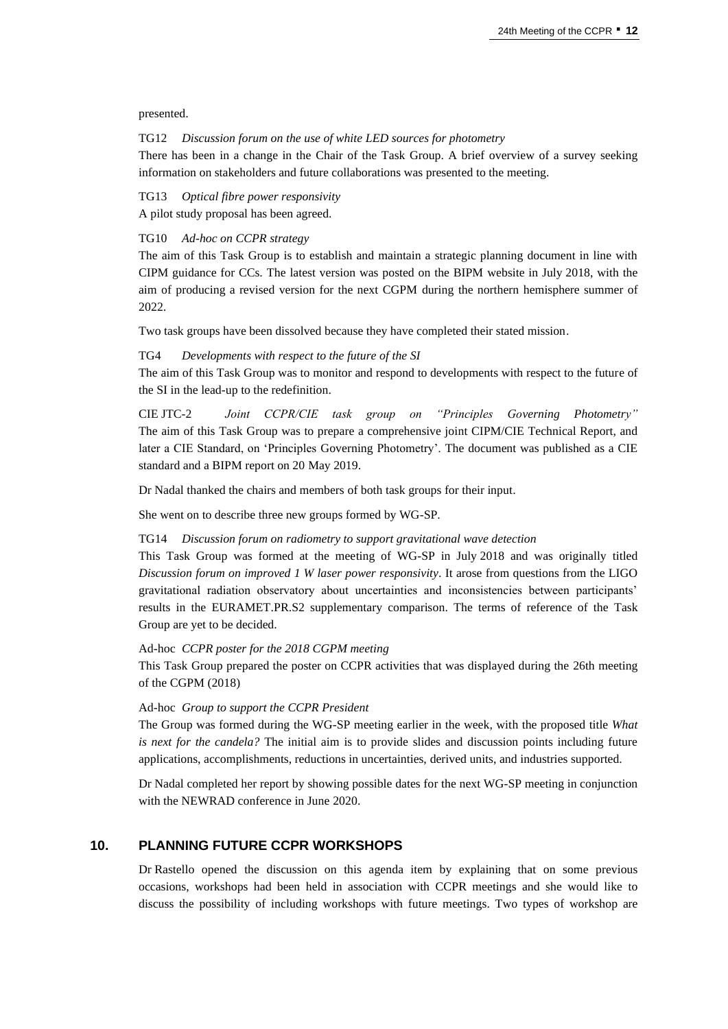presented.

TG12 *Discussion forum on the use of white LED sources for photometry*
There has been in a change in the Chair of the Task Group. A brief overview of a survey seeking information on stakeholders and future collaborations was presented to the meeting.

TG13 *Optical fibre power responsivity*
A pilot study proposal has been agreed.

TG10 *Ad-hoc on CCPR strategy*
The aim of this Task Group is to establish and maintain a strategic planning document in line with CIPM guidance for CCs. The latest version was posted on the BIPM website in July 2018, with the aim of producing a revised version for the next CGPM during the northern hemisphere summer of 2022.

Two task groups have been dissolved because they have completed their stated mission.

TG4 *Developments with respect to the future of the SI*
The aim of this Task Group was to monitor and respond to developments with respect to the future of the SI in the lead-up to the redefinition.

CIE JTC-2 *Joint CCPR/CIE task group on "Principles Governing Photometry"*
The aim of this Task Group was to prepare a comprehensive joint CIPM/CIE Technical Report, and later a CIE Standard, on 'Principles Governing Photometry'. The document was published as a CIE standard and a BIPM report on 20 May 2019.

Dr Nadal thanked the chairs and members of both task groups for their input.

She went on to describe three new groups formed by WG-SP.

TG14 *Discussion forum on radiometry to support gravitational wave detection*
This Task Group was formed at the meeting of WG-SP in July 2018 and was originally titled *Discussion forum on improved 1 W laser power responsivity*. It arose from questions from the LIGO gravitational radiation observatory about uncertainties and inconsistencies between participants' results in the EURAMET.PR.S2 supplementary comparison. The terms of reference of the Task Group are yet to be decided.

Ad-hoc *CCPR poster for the 2018 CGPM meeting*
This Task Group prepared the poster on CCPR activities that was displayed during the 26th meeting of the CGPM (2018)

Ad-hoc *Group to support the CCPR President*
The Group was formed during the WG-SP meeting earlier in the week, with the proposed title *What is next for the candela?* The initial aim is to provide slides and discussion points including future applications, accomplishments, reductions in uncertainties, derived units, and industries supported.

Dr Nadal completed her report by showing possible dates for the next WG-SP meeting in conjunction with the NEWRAD conference in June 2020.

## 10. PLANNING FUTURE CCPR WORKSHOPS

Dr Rastello opened the discussion on this agenda item by explaining that on some previous occasions, workshops had been held in association with CCPR meetings and she would like to discuss the possibility of including workshops with future meetings. Two types of workshop are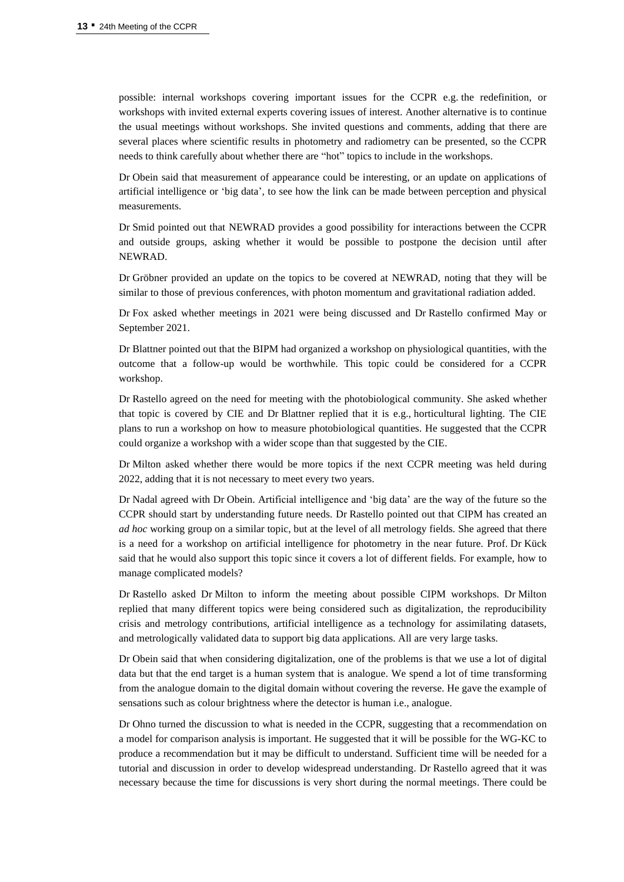possible: internal workshops covering important issues for the CCPR e.g. the redefinition, or workshops with invited external experts covering issues of interest. Another alternative is to continue the usual meetings without workshops. She invited questions and comments, adding that there are several places where scientific results in photometry and radiometry can be presented, so the CCPR needs to think carefully about whether there are "hot" topics to include in the workshops.

Dr Obein said that measurement of appearance could be interesting, or an update on applications of artificial intelligence or 'big data', to see how the link can be made between perception and physical measurements.

Dr Smid pointed out that NEWRAD provides a good possibility for interactions between the CCPR and outside groups, asking whether it would be possible to postpone the decision until after NEWRAD.

Dr Gröbner provided an update on the topics to be covered at NEWRAD, noting that they will be similar to those of previous conferences, with photon momentum and gravitational radiation added.

Dr Fox asked whether meetings in 2021 were being discussed and Dr Rastello confirmed May or September 2021.

Dr Blattner pointed out that the BIPM had organized a workshop on physiological quantities, with the outcome that a follow-up would be worthwhile. This topic could be considered for a CCPR workshop.

Dr Rastello agreed on the need for meeting with the photobiological community. She asked whether that topic is covered by CIE and Dr Blattner replied that it is e.g., horticultural lighting. The CIE plans to run a workshop on how to measure photobiological quantities. He suggested that the CCPR could organize a workshop with a wider scope than that suggested by the CIE.

Dr Milton asked whether there would be more topics if the next CCPR meeting was held during 2022, adding that it is not necessary to meet every two years.

Dr Nadal agreed with Dr Obein. Artificial intelligence and 'big data' are the way of the future so the CCPR should start by understanding future needs. Dr Rastello pointed out that CIPM has created an *ad hoc* working group on a similar topic, but at the level of all metrology fields. She agreed that there is a need for a workshop on artificial intelligence for photometry in the near future. Prof. Dr Kück said that he would also support this topic since it covers a lot of different fields. For example, how to manage complicated models?

Dr Rastello asked Dr Milton to inform the meeting about possible CIPM workshops. Dr Milton replied that many different topics were being considered such as digitalization, the reproducibility crisis and metrology contributions, artificial intelligence as a technology for assimilating datasets, and metrologically validated data to support big data applications. All are very large tasks.

Dr Obein said that when considering digitalization, one of the problems is that we use a lot of digital data but that the end target is a human system that is analogue. We spend a lot of time transforming from the analogue domain to the digital domain without covering the reverse. He gave the example of sensations such as colour brightness where the detector is human i.e., analogue.

Dr Ohno turned the discussion to what is needed in the CCPR, suggesting that a recommendation on a model for comparison analysis is important. He suggested that it will be possible for the WG-KC to produce a recommendation but it may be difficult to understand. Sufficient time will be needed for a tutorial and discussion in order to develop widespread understanding. Dr Rastello agreed that it was necessary because the time for discussions is very short during the normal meetings. There could be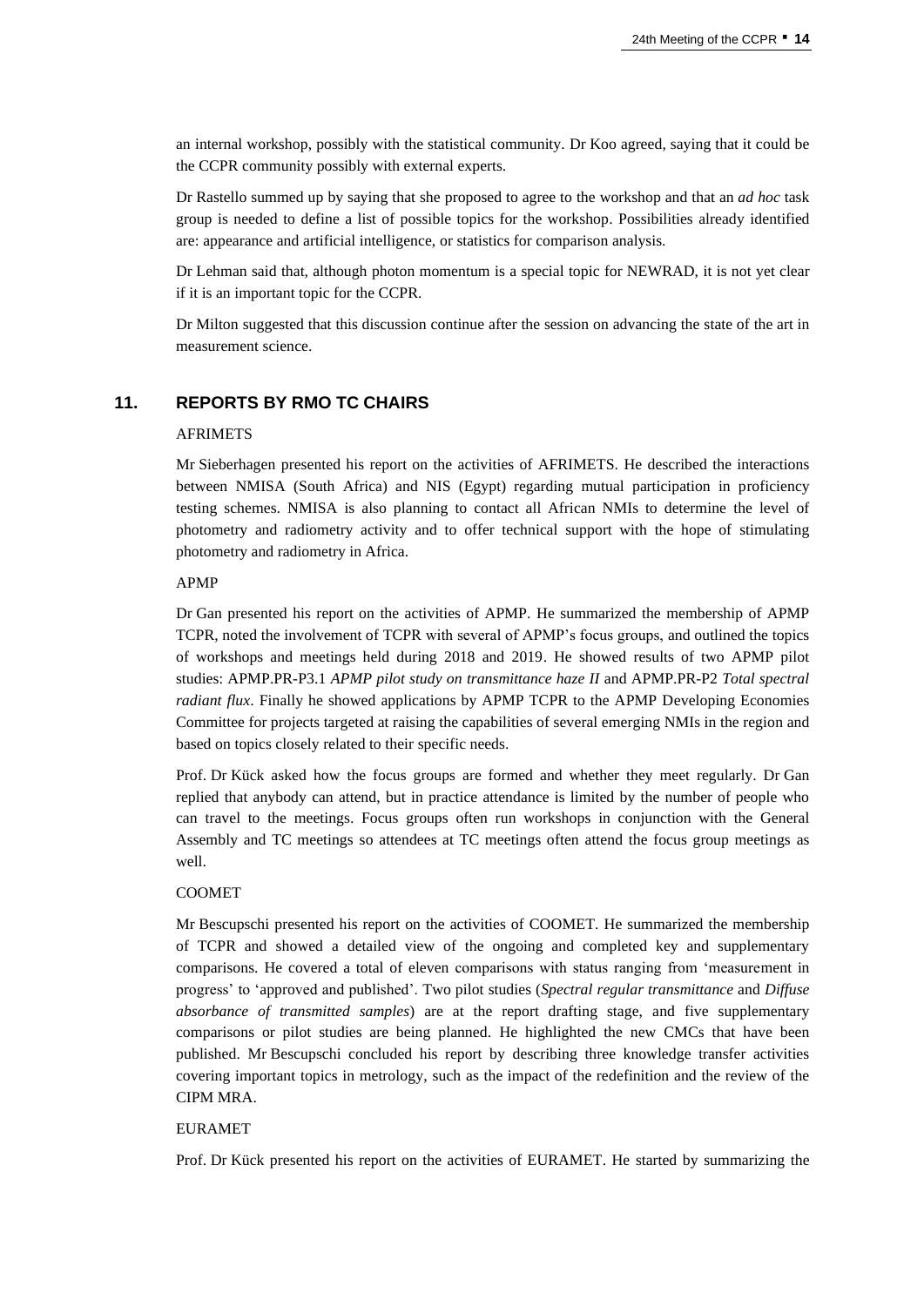an internal workshop, possibly with the statistical community. Dr Koo agreed, saying that it could be the CCPR community possibly with external experts.

Dr Rastello summed up by saying that she proposed to agree to the workshop and that an *ad hoc* task group is needed to define a list of possible topics for the workshop. Possibilities already identified are: appearance and artificial intelligence, or statistics for comparison analysis.

Dr Lehman said that, although photon momentum is a special topic for NEWRAD, it is not yet clear if it is an important topic for the CCPR.

Dr Milton suggested that this discussion continue after the session on advancing the state of the art in measurement science.

## 11. REPORTS BY RMO TC CHAIRS

AFRIMETS

Mr Sieberhagen presented his report on the activities of AFRIMETS. He described the interactions between NMISA (South Africa) and NIS (Egypt) regarding mutual participation in proficiency testing schemes. NMISA is also planning to contact all African NMIs to determine the level of photometry and radiometry activity and to offer technical support with the hope of stimulating photometry and radiometry in Africa.

APMP

Dr Gan presented his report on the activities of APMP. He summarized the membership of APMP TCPR, noted the involvement of TCPR with several of APMP's focus groups, and outlined the topics of workshops and meetings held during 2018 and 2019. He showed results of two APMP pilot studies: APMP.PR-P3.1 *APMP pilot study on transmittance haze II* and APMP.PR-P2 *Total spectral radiant flux*. Finally he showed applications by APMP TCPR to the APMP Developing Economies Committee for projects targeted at raising the capabilities of several emerging NMIs in the region and based on topics closely related to their specific needs.

Prof. Dr Kück asked how the focus groups are formed and whether they meet regularly. Dr Gan replied that anybody can attend, but in practice attendance is limited by the number of people who can travel to the meetings. Focus groups often run workshops in conjunction with the General Assembly and TC meetings so attendees at TC meetings often attend the focus group meetings as well.

COOMET

Mr Bescupschi presented his report on the activities of COOMET. He summarized the membership of TCPR and showed a detailed view of the ongoing and completed key and supplementary comparisons. He covered a total of eleven comparisons with status ranging from 'measurement in progress' to 'approved and published'. Two pilot studies (*Spectral regular transmittance* and *Diffuse absorbance of transmitted samples*) are at the report drafting stage, and five supplementary comparisons or pilot studies are being planned. He highlighted the new CMCs that have been published. Mr Bescupschi concluded his report by describing three knowledge transfer activities covering important topics in metrology, such as the impact of the redefinition and the review of the CIPM MRA.

EURAMET

Prof. Dr Kück presented his report on the activities of EURAMET. He started by summarizing the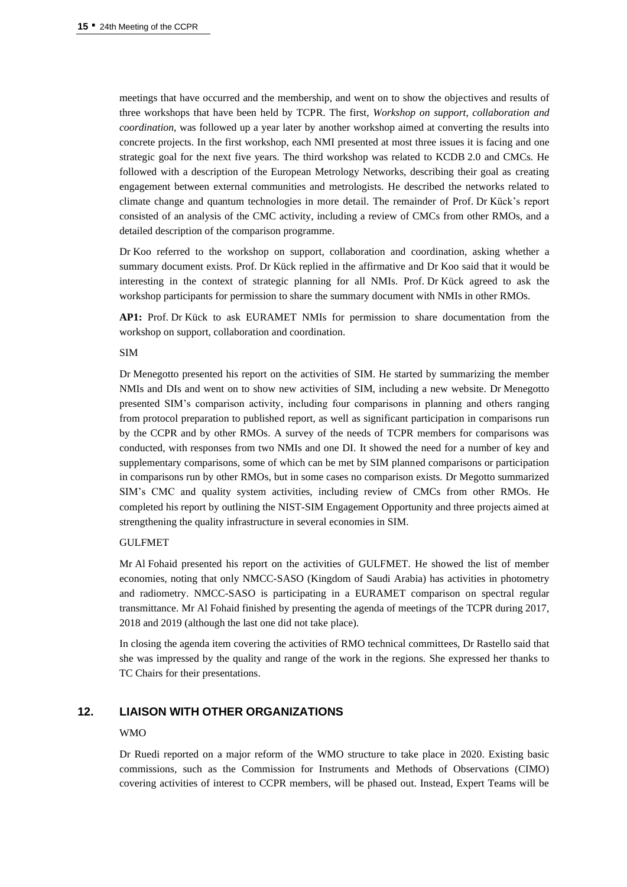meetings that have occurred and the membership, and went on to show the objectives and results of three workshops that have been held by TCPR. The first, *Workshop on support, collaboration and coordination*, was followed up a year later by another workshop aimed at converting the results into concrete projects. In the first workshop, each NMI presented at most three issues it is facing and one strategic goal for the next five years. The third workshop was related to KCDB 2.0 and CMCs. He followed with a description of the European Metrology Networks, describing their goal as creating engagement between external communities and metrologists. He described the networks related to climate change and quantum technologies in more detail. The remainder of Prof. Dr Kück's report consisted of an analysis of the CMC activity, including a review of CMCs from other RMOs, and a detailed description of the comparison programme.

Dr Koo referred to the workshop on support, collaboration and coordination, asking whether a summary document exists. Prof. Dr Kück replied in the affirmative and Dr Koo said that it would be interesting in the context of strategic planning for all NMIs. Prof. Dr Kück agreed to ask the workshop participants for permission to share the summary document with NMIs in other RMOs.

**AP1:** Prof. Dr Kück to ask EURAMET NMIs for permission to share documentation from the workshop on support, collaboration and coordination.

SIM

Dr Menegotto presented his report on the activities of SIM. He started by summarizing the member NMIs and DIs and went on to show new activities of SIM, including a new website. Dr Menegotto presented SIM's comparison activity, including four comparisons in planning and others ranging from protocol preparation to published report, as well as significant participation in comparisons run by the CCPR and by other RMOs. A survey of the needs of TCPR members for comparisons was conducted, with responses from two NMIs and one DI. It showed the need for a number of key and supplementary comparisons, some of which can be met by SIM planned comparisons or participation in comparisons run by other RMOs, but in some cases no comparison exists. Dr Megotto summarized SIM's CMC and quality system activities, including review of CMCs from other RMOs. He completed his report by outlining the NIST-SIM Engagement Opportunity and three projects aimed at strengthening the quality infrastructure in several economies in SIM.

GULFMET

Mr Al Fohaid presented his report on the activities of GULFMET. He showed the list of member economies, noting that only NMCC-SASO (Kingdom of Saudi Arabia) has activities in photometry and radiometry. NMCC-SASO is participating in a EURAMET comparison on spectral regular transmittance. Mr Al Fohaid finished by presenting the agenda of meetings of the TCPR during 2017, 2018 and 2019 (although the last one did not take place).

In closing the agenda item covering the activities of RMO technical committees, Dr Rastello said that she was impressed by the quality and range of the work in the regions. She expressed her thanks to TC Chairs for their presentations.

## 12. LIAISON WITH OTHER ORGANIZATIONS

WMO

Dr Ruedi reported on a major reform of the WMO structure to take place in 2020. Existing basic commissions, such as the Commission for Instruments and Methods of Observations (CIMO) covering activities of interest to CCPR members, will be phased out. Instead, Expert Teams will be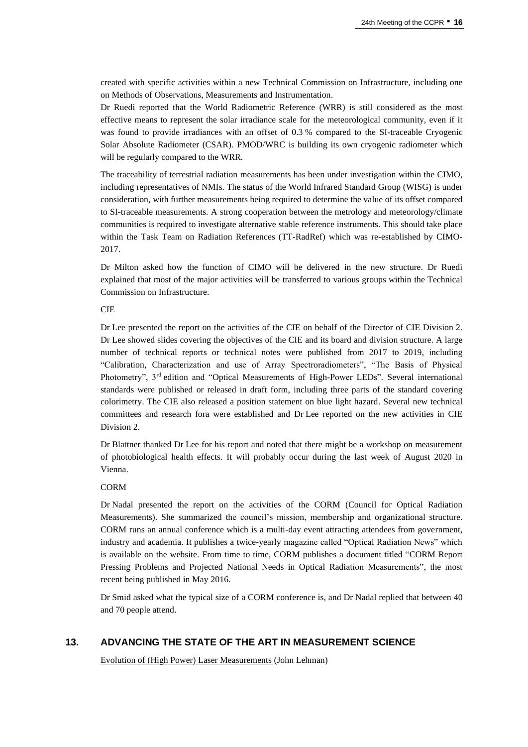created with specific activities within a new Technical Commission on Infrastructure, including one on Methods of Observations, Measurements and Instrumentation.

Dr Ruedi reported that the World Radiometric Reference (WRR) is still considered as the most effective means to represent the solar irradiance scale for the meteorological community, even if it was found to provide irradiances with an offset of 0.3 % compared to the SI-traceable Cryogenic Solar Absolute Radiometer (CSAR). PMOD/WRC is building its own cryogenic radiometer which will be regularly compared to the WRR.

The traceability of terrestrial radiation measurements has been under investigation within the CIMO, including representatives of NMIs. The status of the World Infrared Standard Group (WISG) is under consideration, with further measurements being required to determine the value of its offset compared to SI-traceable measurements. A strong cooperation between the metrology and meteorology/climate communities is required to investigate alternative stable reference instruments. This should take place within the Task Team on Radiation References (TT-RadRef) which was re-established by CIMO-2017.

Dr Milton asked how the function of CIMO will be delivered in the new structure. Dr Ruedi explained that most of the major activities will be transferred to various groups within the Technical Commission on Infrastructure.

CIE

Dr Lee presented the report on the activities of the CIE on behalf of the Director of CIE Division 2. Dr Lee showed slides covering the objectives of the CIE and its board and division structure. A large number of technical reports or technical notes were published from 2017 to 2019, including "Calibration, Characterization and use of Array Spectroradiometers", "The Basis of Physical Photometry", 3rd edition and "Optical Measurements of High-Power LEDs". Several international standards were published or released in draft form, including three parts of the standard covering colorimetry. The CIE also released a position statement on blue light hazard. Several new technical committees and research fora were established and Dr Lee reported on the new activities in CIE Division 2.

Dr Blattner thanked Dr Lee for his report and noted that there might be a workshop on measurement of photobiological health effects. It will probably occur during the last week of August 2020 in Vienna.

CORM

Dr Nadal presented the report on the activities of the CORM (Council for Optical Radiation Measurements). She summarized the council's mission, membership and organizational structure. CORM runs an annual conference which is a multi-day event attracting attendees from government, industry and academia. It publishes a twice-yearly magazine called "Optical Radiation News" which is available on the website. From time to time, CORM publishes a document titled "CORM Report Pressing Problems and Projected National Needs in Optical Radiation Measurements", the most recent being published in May 2016.

Dr Smid asked what the typical size of a CORM conference is, and Dr Nadal replied that between 40 and 70 people attend.

## 13. ADVANCING THE STATE OF THE ART IN MEASUREMENT SCIENCE

Evolution of (High Power) Laser Measurements (John Lehman)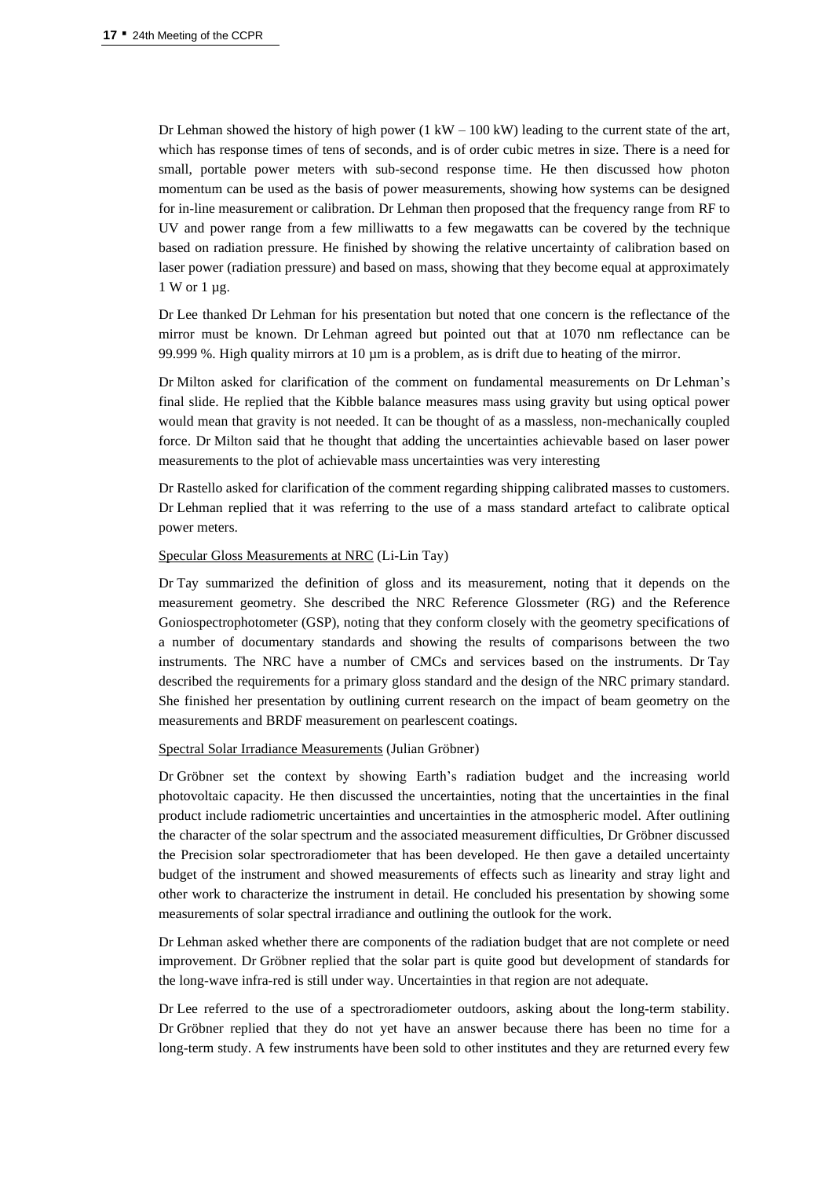Dr Lehman showed the history of high power (1 kW – 100 kW) leading to the current state of the art, which has response times of tens of seconds, and is of order cubic metres in size. There is a need for small, portable power meters with sub-second response time. He then discussed how photon momentum can be used as the basis of power measurements, showing how systems can be designed for in-line measurement or calibration. Dr Lehman then proposed that the frequency range from RF to UV and power range from a few milliwatts to a few megawatts can be covered by the technique based on radiation pressure. He finished by showing the relative uncertainty of calibration based on laser power (radiation pressure) and based on mass, showing that they become equal at approximately 1 W or 1 µg.

Dr Lee thanked Dr Lehman for his presentation but noted that one concern is the reflectance of the mirror must be known. Dr Lehman agreed but pointed out that at 1070 nm reflectance can be 99.999 %. High quality mirrors at 10 µm is a problem, as is drift due to heating of the mirror.

Dr Milton asked for clarification of the comment on fundamental measurements on Dr Lehman's final slide. He replied that the Kibble balance measures mass using gravity but using optical power would mean that gravity is not needed. It can be thought of as a massless, non-mechanically coupled force. Dr Milton said that he thought that adding the uncertainties achievable based on laser power measurements to the plot of achievable mass uncertainties was very interesting

Dr Rastello asked for clarification of the comment regarding shipping calibrated masses to customers. Dr Lehman replied that it was referring to the use of a mass standard artefact to calibrate optical power meters.

Specular Gloss Measurements at NRC (Li-Lin Tay)

Dr Tay summarized the definition of gloss and its measurement, noting that it depends on the measurement geometry. She described the NRC Reference Glossmeter (RG) and the Reference Goniospectrophotometer (GSP), noting that they conform closely with the geometry specifications of a number of documentary standards and showing the results of comparisons between the two instruments. The NRC have a number of CMCs and services based on the instruments. Dr Tay described the requirements for a primary gloss standard and the design of the NRC primary standard. She finished her presentation by outlining current research on the impact of beam geometry on the measurements and BRDF measurement on pearlescent coatings.

Spectral Solar Irradiance Measurements (Julian Gröbner)

Dr Gröbner set the context by showing Earth's radiation budget and the increasing world photovoltaic capacity. He then discussed the uncertainties, noting that the uncertainties in the final product include radiometric uncertainties and uncertainties in the atmospheric model. After outlining the character of the solar spectrum and the associated measurement difficulties, Dr Gröbner discussed the Precision solar spectroradiometer that has been developed. He then gave a detailed uncertainty budget of the instrument and showed measurements of effects such as linearity and stray light and other work to characterize the instrument in detail. He concluded his presentation by showing some measurements of solar spectral irradiance and outlining the outlook for the work.

Dr Lehman asked whether there are components of the radiation budget that are not complete or need improvement. Dr Gröbner replied that the solar part is quite good but development of standards for the long-wave infra-red is still under way. Uncertainties in that region are not adequate.

Dr Lee referred to the use of a spectroradiometer outdoors, asking about the long-term stability. Dr Gröbner replied that they do not yet have an answer because there has been no time for a long-term study. A few instruments have been sold to other institutes and they are returned every few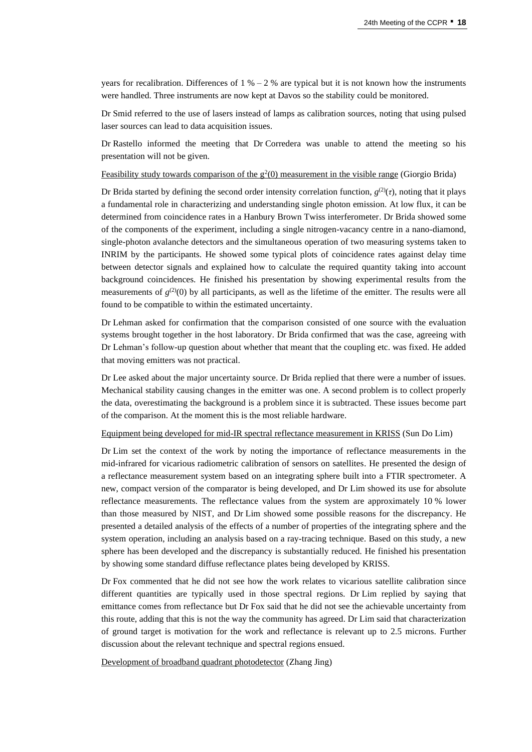years for recalibration. Differences of 1 % – 2 % are typical but it is not known how the instruments were handled. Three instruments are now kept at Davos so the stability could be monitored.

Dr Smid referred to the use of lasers instead of lamps as calibration sources, noting that using pulsed laser sources can lead to data acquisition issues.

Dr Rastello informed the meeting that Dr Corredera was unable to attend the meeting so his presentation will not be given.

Feasibility study towards comparison of the $g^2(0)$ measurement in the visible range (Giorgio Brida)

Dr Brida started by defining the second order intensity correlation function, $g^{(2)}(\tau)$, noting that it plays a fundamental role in characterizing and understanding single photon emission. At low flux, it can be determined from coincidence rates in a Hanbury Brown Twiss interferometer. Dr Brida showed some of the components of the experiment, including a single nitrogen-vacancy centre in a nano-diamond, single-photon avalanche detectors and the simultaneous operation of two measuring systems taken to INRIM by the participants. He showed some typical plots of coincidence rates against delay time between detector signals and explained how to calculate the required quantity taking into account background coincidences. He finished his presentation by showing experimental results from the measurements of $g^{(2)}(0)$ by all participants, as well as the lifetime of the emitter. The results were all found to be compatible to within the estimated uncertainty.

Dr Lehman asked for confirmation that the comparison consisted of one source with the evaluation systems brought together in the host laboratory. Dr Brida confirmed that was the case, agreeing with Dr Lehman's follow-up question about whether that meant that the coupling etc. was fixed. He added that moving emitters was not practical.

Dr Lee asked about the major uncertainty source. Dr Brida replied that there were a number of issues. Mechanical stability causing changes in the emitter was one. A second problem is to collect properly the data, overestimating the background is a problem since it is subtracted. These issues become part of the comparison. At the moment this is the most reliable hardware.

Equipment being developed for mid-IR spectral reflectance measurement in KRISS (Sun Do Lim)

Dr Lim set the context of the work by noting the importance of reflectance measurements in the mid-infrared for vicarious radiometric calibration of sensors on satellites. He presented the design of a reflectance measurement system based on an integrating sphere built into a FTIR spectrometer. A new, compact version of the comparator is being developed, and Dr Lim showed its use for absolute reflectance measurements. The reflectance values from the system are approximately 10 % lower than those measured by NIST, and Dr Lim showed some possible reasons for the discrepancy. He presented a detailed analysis of the effects of a number of properties of the integrating sphere and the system operation, including an analysis based on a ray-tracing technique. Based on this study, a new sphere has been developed and the discrepancy is substantially reduced. He finished his presentation by showing some standard diffuse reflectance plates being developed by KRISS.

Dr Fox commented that he did not see how the work relates to vicarious satellite calibration since different quantities are typically used in those spectral regions. Dr Lim replied by saying that emittance comes from reflectance but Dr Fox said that he did not see the achievable uncertainty from this route, adding that this is not the way the community has agreed. Dr Lim said that characterization of ground target is motivation for the work and reflectance is relevant up to 2.5 microns. Further discussion about the relevant technique and spectral regions ensued.

Development of broadband quadrant photodetector (Zhang Jing)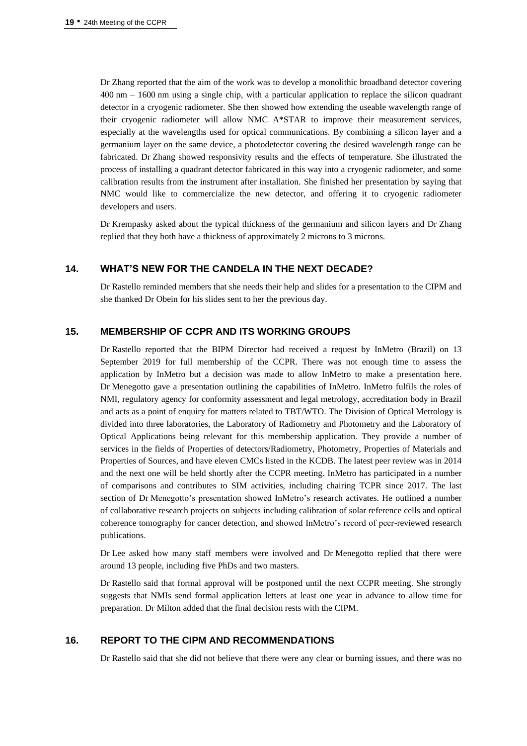Dr Zhang reported that the aim of the work was to develop a monolithic broadband detector covering 400 nm – 1600 nm using a single chip, with a particular application to replace the silicon quadrant detector in a cryogenic radiometer. She then showed how extending the useable wavelength range of their cryogenic radiometer will allow NMC A*STAR to improve their measurement services, especially at the wavelengths used for optical communications. By combining a silicon layer and a germanium layer on the same device, a photodetector covering the desired wavelength range can be fabricated. Dr Zhang showed responsivity results and the effects of temperature. She illustrated the process of installing a quadrant detector fabricated in this way into a cryogenic radiometer, and some calibration results from the instrument after installation. She finished her presentation by saying that NMC would like to commercialize the new detector, and offering it to cryogenic radiometer developers and users.

Dr Krempasky asked about the typical thickness of the germanium and silicon layers and Dr Zhang replied that they both have a thickness of approximately 2 microns to 3 microns.

## 14. WHAT'S NEW FOR THE CANDELA IN THE NEXT DECADE?

Dr Rastello reminded members that she needs their help and slides for a presentation to the CIPM and she thanked Dr Obein for his slides sent to her the previous day.

## 15. MEMBERSHIP OF CCPR AND ITS WORKING GROUPS

Dr Rastello reported that the BIPM Director had received a request by InMetro (Brazil) on 13 September 2019 for full membership of the CCPR. There was not enough time to assess the application by InMetro but a decision was made to allow InMetro to make a presentation here. Dr Menegotto gave a presentation outlining the capabilities of InMetro. InMetro fulfils the roles of NMI, regulatory agency for conformity assessment and legal metrology, accreditation body in Brazil and acts as a point of enquiry for matters related to TBT/WTO. The Division of Optical Metrology is divided into three laboratories, the Laboratory of Radiometry and Photometry and the Laboratory of Optical Applications being relevant for this membership application. They provide a number of services in the fields of Properties of detectors/Radiometry, Photometry, Properties of Materials and Properties of Sources, and have eleven CMCs listed in the KCDB. The latest peer review was in 2014 and the next one will be held shortly after the CCPR meeting. InMetro has participated in a number of comparisons and contributes to SIM activities, including chairing TCPR since 2017. The last section of Dr Menegotto's presentation showed InMetro's research activates. He outlined a number of collaborative research projects on subjects including calibration of solar reference cells and optical coherence tomography for cancer detection, and showed InMetro's record of peer-reviewed research publications.

Dr Lee asked how many staff members were involved and Dr Menegotto replied that there were around 13 people, including five PhDs and two masters.

Dr Rastello said that formal approval will be postponed until the next CCPR meeting. She strongly suggests that NMIs send formal application letters at least one year in advance to allow time for preparation. Dr Milton added that the final decision rests with the CIPM.

## 16. REPORT TO THE CIPM AND RECOMMENDATIONS

Dr Rastello said that she did not believe that there were any clear or burning issues, and there was no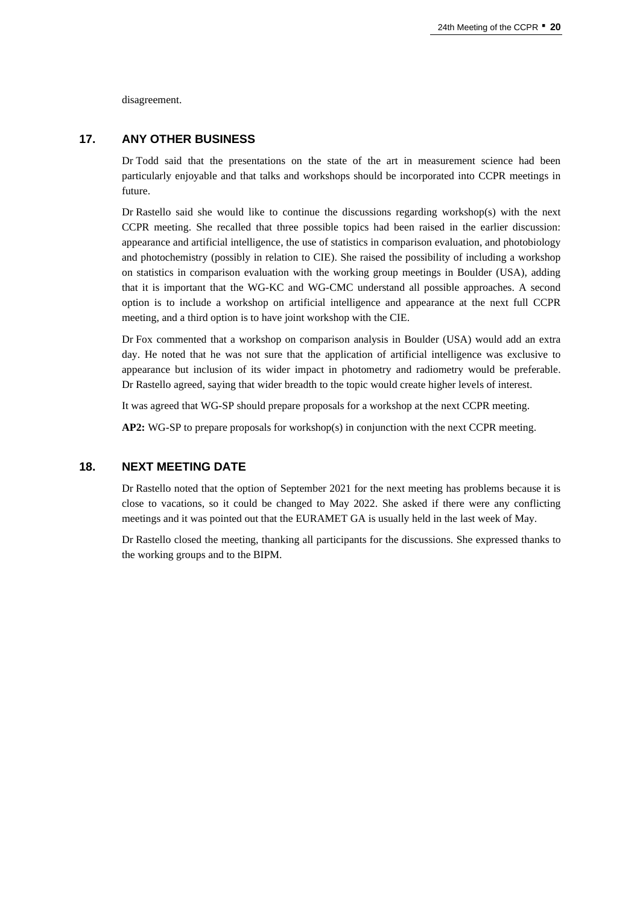disagreement.

## 17. ANY OTHER BUSINESS

Dr Todd said that the presentations on the state of the art in measurement science had been particularly enjoyable and that talks and workshops should be incorporated into CCPR meetings in future.

Dr Rastello said she would like to continue the discussions regarding workshop(s) with the next CCPR meeting. She recalled that three possible topics had been raised in the earlier discussion: appearance and artificial intelligence, the use of statistics in comparison evaluation, and photobiology and photochemistry (possibly in relation to CIE). She raised the possibility of including a workshop on statistics in comparison evaluation with the working group meetings in Boulder (USA), adding that it is important that the WG-KC and WG-CMC understand all possible approaches. A second option is to include a workshop on artificial intelligence and appearance at the next full CCPR meeting, and a third option is to have joint workshop with the CIE.

Dr Fox commented that a workshop on comparison analysis in Boulder (USA) would add an extra day. He noted that he was not sure that the application of artificial intelligence was exclusive to appearance but inclusion of its wider impact in photometry and radiometry would be preferable. Dr Rastello agreed, saying that wider breadth to the topic would create higher levels of interest.

It was agreed that WG-SP should prepare proposals for a workshop at the next CCPR meeting.

**AP2:** WG-SP to prepare proposals for workshop(s) in conjunction with the next CCPR meeting.

## 18. NEXT MEETING DATE

Dr Rastello noted that the option of September 2021 for the next meeting has problems because it is close to vacations, so it could be changed to May 2022. She asked if there were any conflicting meetings and it was pointed out that the EURAMET GA is usually held in the last week of May.

Dr Rastello closed the meeting, thanking all participants for the discussions. She expressed thanks to the working groups and to the BIPM.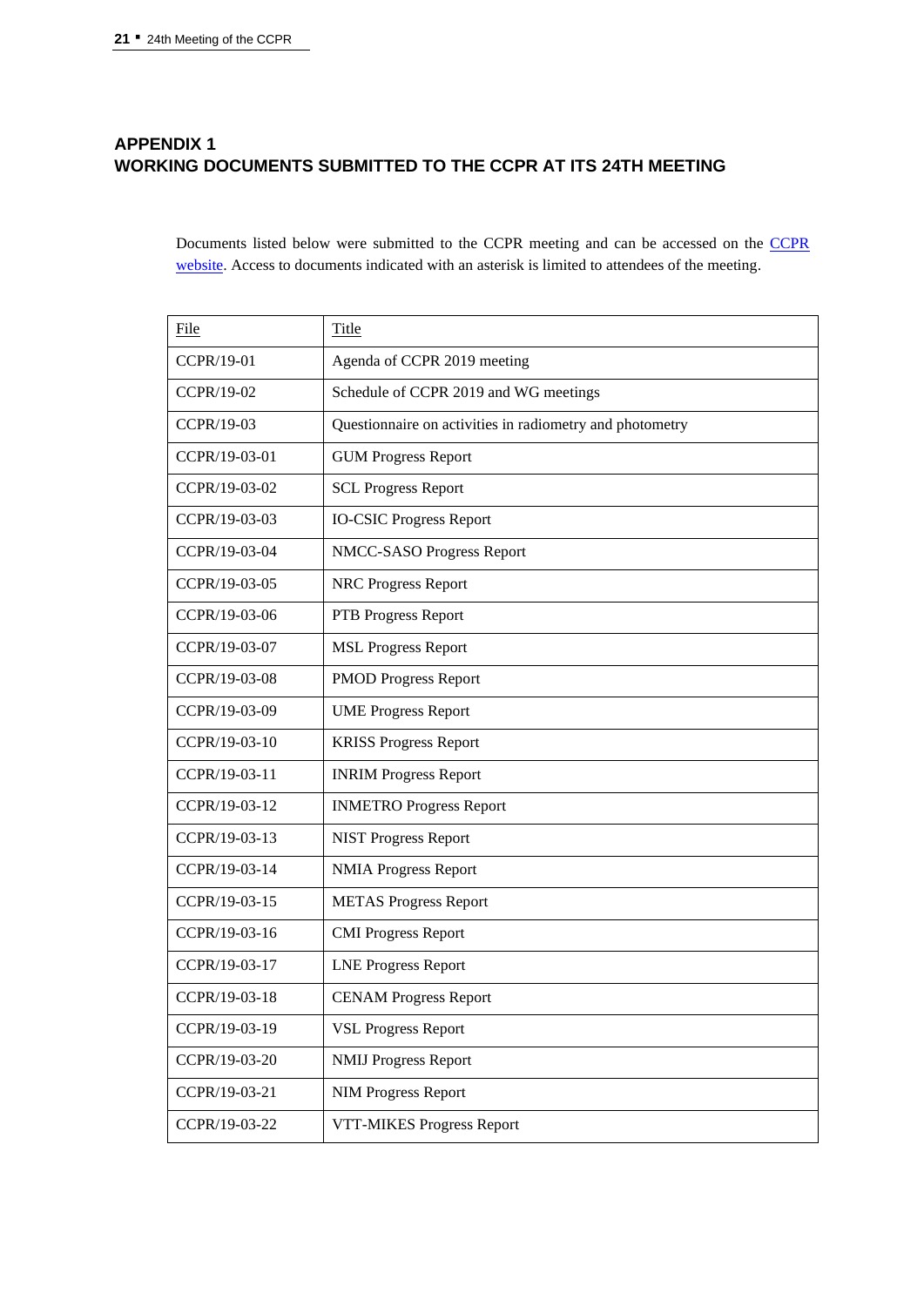## APPENDIX 1
## WORKING DOCUMENTS SUBMITTED TO THE CCPR AT ITS 24TH MEETING

Documents listed below were submitted to the CCPR meeting and can be accessed on the CCPR website. Access to documents indicated with an asterisk is limited to attendees of the meeting.

| File | Title |
|---|---|
| CCPR/19-01 | Agenda of CCPR 2019 meeting |
| CCPR/19-02 | Schedule of CCPR 2019 and WG meetings |
| CCPR/19-03 | Questionnaire on activities in radiometry and photometry |
| CCPR/19-03-01 | GUM Progress Report |
| CCPR/19-03-02 | SCL Progress Report |
| CCPR/19-03-03 | IO-CSIC Progress Report |
| CCPR/19-03-04 | NMCC-SASO Progress Report |
| CCPR/19-03-05 | NRC Progress Report |
| CCPR/19-03-06 | PTB Progress Report |
| CCPR/19-03-07 | MSL Progress Report |
| CCPR/19-03-08 | PMOD Progress Report |
| CCPR/19-03-09 | UME Progress Report |
| CCPR/19-03-10 | KRISS Progress Report |
| CCPR/19-03-11 | INRIM Progress Report |
| CCPR/19-03-12 | INMETRO Progress Report |
| CCPR/19-03-13 | NIST Progress Report |
| CCPR/19-03-14 | NMIA Progress Report |
| CCPR/19-03-15 | METAS Progress Report |
| CCPR/19-03-16 | CMI Progress Report |
| CCPR/19-03-17 | LNE Progress Report |
| CCPR/19-03-18 | CENAM Progress Report |
| CCPR/19-03-19 | VSL Progress Report |
| CCPR/19-03-20 | NMIJ Progress Report |
| CCPR/19-03-21 | NIM Progress Report |
| CCPR/19-03-22 | VTT-MIKES Progress Report |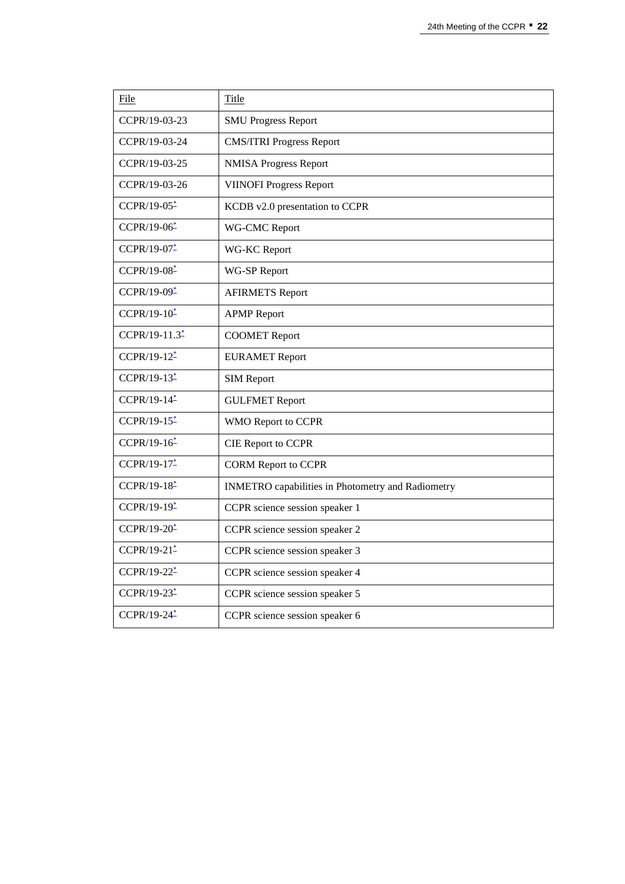| File | Title |
|---|---|
| CCPR/19-03-23 | SMU Progress Report |
| CCPR/19-03-24 | CMS/ITRI Progress Report |
| CCPR/19-03-25 | NMISA Progress Report |
| CCPR/19-03-26 | VIINOFI Progress Report |
| CCPR/19-05* | KCDB v2.0 presentation to CCPR |
| CCPR/19-06* | WG-CMC Report |
| CCPR/19-07* | WG-KC Report |
| CCPR/19-08* | WG-SP Report |
| CCPR/19-09* | AFIRMETS Report |
| CCPR/19-10* | APMP Report |
| CCPR/19-11.3* | COOMET Report |
| CCPR/19-12* | EURAMET Report |
| CCPR/19-13* | SIM Report |
| CCPR/19-14* | GULFMET Report |
| CCPR/19-15* | WMO Report to CCPR |
| CCPR/19-16* | CIE Report to CCPR |
| CCPR/19-17* | CORM Report to CCPR |
| CCPR/19-18* | INMETRO capabilities in Photometry and Radiometry |
| CCPR/19-19* | CCPR science session speaker 1 |
| CCPR/19-20* | CCPR science session speaker 2 |
| CCPR/19-21* | CCPR science session speaker 3 |
| CCPR/19-22* | CCPR science session speaker 4 |
| CCPR/19-23* | CCPR science session speaker 5 |
| CCPR/19-24* | CCPR science session speaker 6 |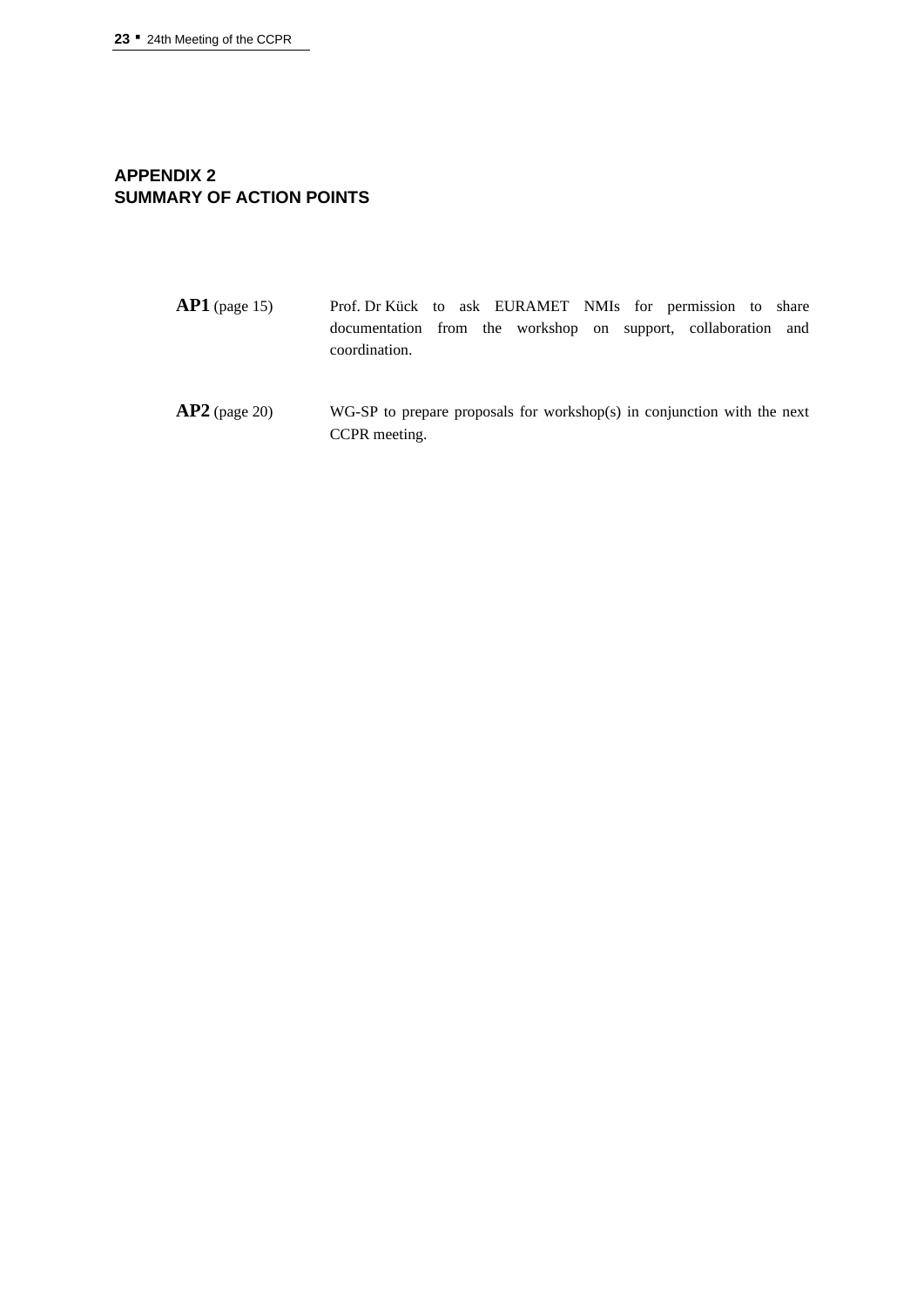## APPENDIX 2
## SUMMARY OF ACTION POINTS

**AP1** (page 15) Prof. Dr Kück to ask EURAMET NMIs for permission to share documentation from the workshop on support, collaboration and coordination.

**AP2** (page 20) WG-SP to prepare proposals for workshop(s) in conjunction with the next CCPR meeting.